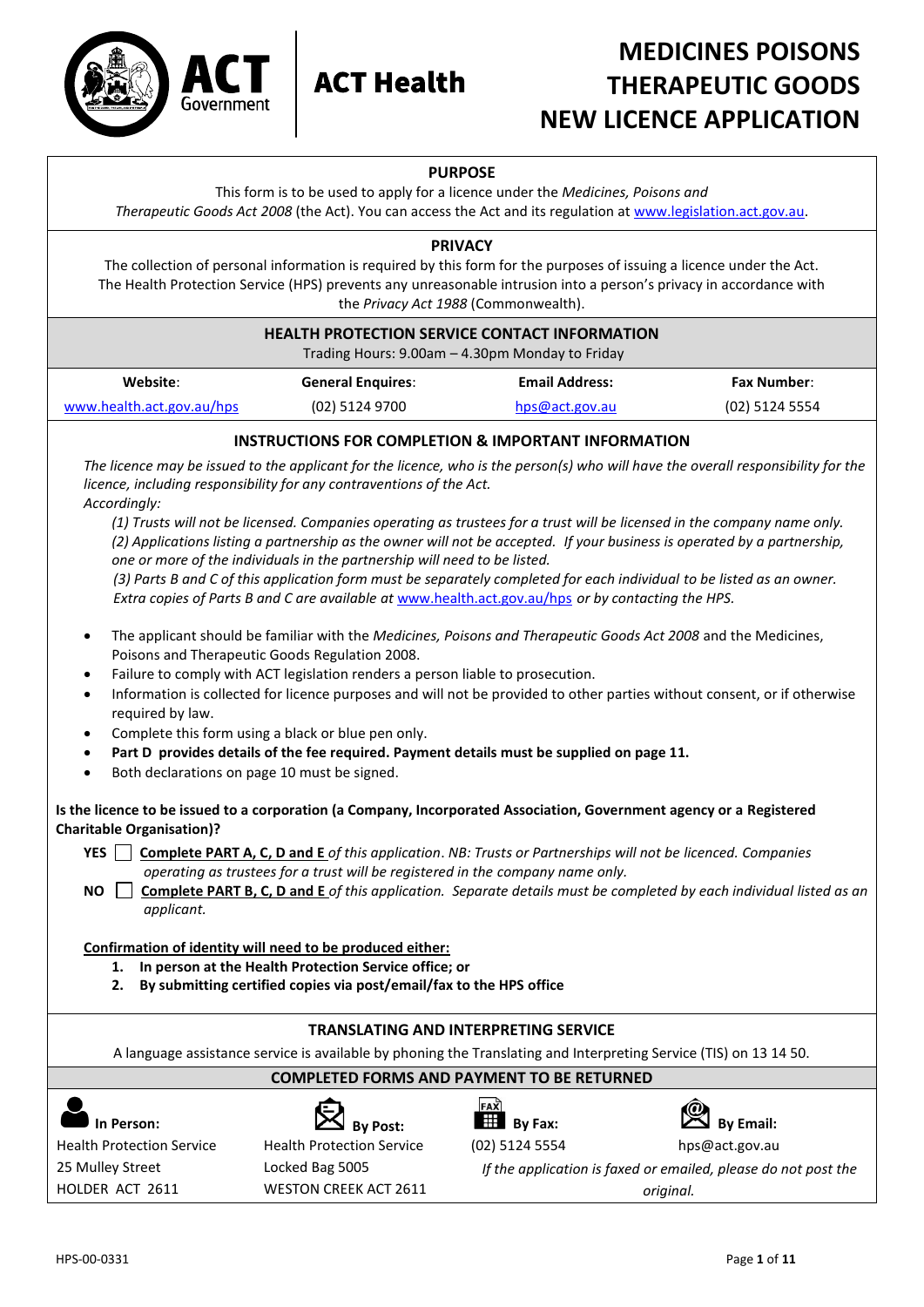ACT Government | ACT Health

# MEDICINES POISONS THERAPEUTIC GOODS NEW LICENCE APPLICATION

## PURPOSE

This form is to be used to apply for a licence under the *Medicines, Poisons and Therapeutic Goods Act 2008* (the Act). You can access the Act and its regulation at www.legislation.act.gov.au.

## PRIVACY

The collection of personal information is required by this form for the purposes of issuing a licence under the Act. The Health Protection Service (HPS) prevents any unreasonable intrusion into a person's privacy in accordance with the *Privacy Act 1988* (Commonwealth).

## HEALTH PROTECTION SERVICE CONTACT INFORMATION

Trading Hours: 9.00am – 4.30pm Monday to Friday

| Website: | General Enquires: | Email Address: | Fax Number: |
|---|---|---|---|
| www.health.act.gov.au/hps | (02) 5124 9700 | hps@act.gov.au | (02) 5124 5554 |

## INSTRUCTIONS FOR COMPLETION & IMPORTANT INFORMATION

*The licence may be issued to the applicant for the licence, who is the person(s) who will have the overall responsibility for the licence, including responsibility for any contraventions of the Act.*

*Accordingly:*

*(1) Trusts will not be licensed. Companies operating as trustees for a trust will be licensed in the company name only.*
*(2) Applications listing a partnership as the owner will not be accepted. If your business is operated by a partnership, one or more of the individuals in the partnership will need to be listed.*
*(3) Parts B and C of this application form must be separately completed for each individual to be listed as an owner. Extra copies of Parts B and C are available at* www.health.act.gov.au/hps *or by contacting the HPS.*

- The applicant should be familiar with the *Medicines, Poisons and Therapeutic Goods Act 2008* and the Medicines, Poisons and Therapeutic Goods Regulation 2008.
- Failure to comply with ACT legislation renders a person liable to prosecution.
- Information is collected for licence purposes and will not be provided to other parties without consent, or if otherwise required by law.
- Complete this form using a black or blue pen only.
- **Part D provides details of the fee required. Payment details must be supplied on page 11.**
- Both declarations on page 10 must be signed.

**Is the licence to be issued to a corporation (a Company, Incorporated Association, Government agency or a Registered Charitable Organisation)?**

**YES** ☐ **Complete PART A, C, D and E** *of this application. NB: Trusts or Partnerships will not be licenced. Companies operating as trustees for a trust will be registered in the company name only.*

**NO** ☐ **Complete PART B, C, D and E** *of this application. Separate details must be completed by each individual listed as an applicant.*

**Confirmation of identity will need to be produced either:**

1. **In person at the Health Protection Service office; or**
2. **By submitting certified copies via post/email/fax to the HPS office**

## TRANSLATING AND INTERPRETING SERVICE

A language assistance service is available by phoning the Translating and Interpreting Service (TIS) on 13 14 50.

## COMPLETED FORMS AND PAYMENT TO BE RETURNED

| In Person: | By Post: | By Fax: | By Email: |
|---|---|---|---|
| Health Protection Service<br>25 Mulley Street<br>HOLDER ACT 2611 | Health Protection Service<br>Locked Bag 5005<br>WESTON CREEK ACT 2611 | (02) 5124 5554 | hps@act.gov.au |

*If the application is faxed or emailed, please do not post the original.*

HPS-00-0331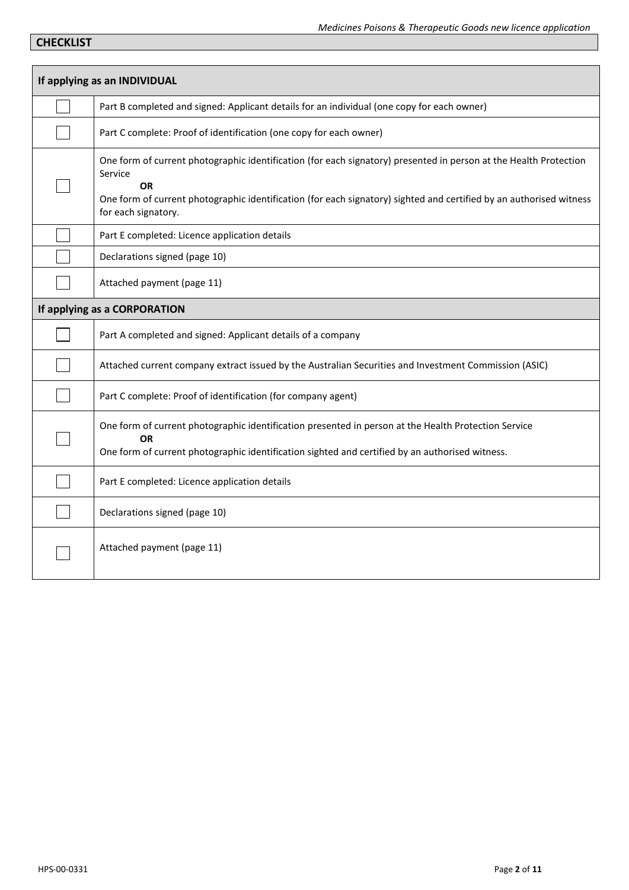## CHECKLIST

| If applying as an INDIVIDUAL | |
|---|---|
| ☐ | Part B completed and signed: Applicant details for an individual (one copy for each owner) |
| ☐ | Part C complete: Proof of identification (one copy for each owner) |
| ☐ | One form of current photographic identification (for each signatory) presented in person at the Health Protection Service<br>**OR**<br>One form of current photographic identification (for each signatory) sighted and certified by an authorised witness for each signatory. |
| ☐ | Part E completed: Licence application details |
| ☐ | Declarations signed (page 10) |
| ☐ | Attached payment (page 11) |

| If applying as a CORPORATION | |
|---|---|
| ☐ | Part A completed and signed: Applicant details of a company |
| ☐ | Attached current company extract issued by the Australian Securities and Investment Commission (ASIC) |
| ☐ | Part C complete: Proof of identification (for company agent) |
| ☐ | One form of current photographic identification presented in person at the Health Protection Service<br>**OR**<br>One form of current photographic identification sighted and certified by an authorised witness. |
| ☐ | Part E completed: Licence application details |
| ☐ | Declarations signed (page 10) |
| ☐ | Attached payment (page 11) |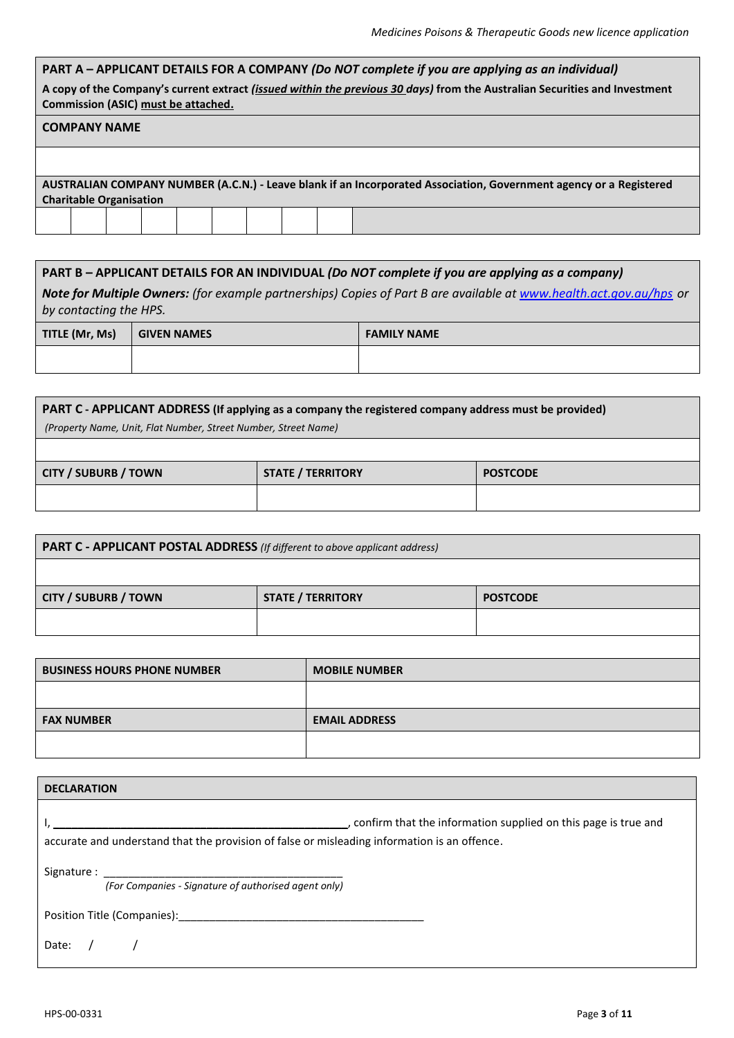## PART A – APPLICANT DETAILS FOR A COMPANY *(Do NOT complete if you are applying as an individual)*

**A copy of the Company's current extract *(issued within the previous 30 days)* from the Australian Securities and Investment Commission (ASIC) must be attached.**

| **COMPANY NAME** |
|---|
| |

**AUSTRALIAN COMPANY NUMBER (A.C.N.) - Leave blank if an Incorporated Association, Government agency or a Registered Charitable Organisation**

| | | | | | | | | | |
|---|---|---|---|---|---|---|---|---|---|
| | | | | | | | | | |

## PART B – APPLICANT DETAILS FOR AN INDIVIDUAL *(Do NOT complete if you are applying as a company)*

***Note for Multiple Owners:*** *(for example partnerships) Copies of Part B are available at www.health.act.gov.au/hps or by contacting the HPS.*

| TITLE (Mr, Ms) | GIVEN NAMES | FAMILY NAME |
|---|---|---|
| | | |

## PART C - APPLICANT ADDRESS (If applying as a company the registered company address must be provided)

*(Property Name, Unit, Flat Number, Street Number, Street Name)*

| CITY / SUBURB / TOWN | STATE / TERRITORY | POSTCODE |
|---|---|---|
| | | |

## PART C - APPLICANT POSTAL ADDRESS *(If different to above applicant address)*

| CITY / SUBURB / TOWN | STATE / TERRITORY | POSTCODE |
|---|---|---|
| | | |

| BUSINESS HOURS PHONE NUMBER | MOBILE NUMBER |
|---|---|
| | |
| **FAX NUMBER** | **EMAIL ADDRESS** |
| | |

## DECLARATION

I, ______________________________, confirm that the information supplied on this page is true and accurate and understand that the provision of false or misleading information is an offence.

Signature : ______________________________
*(For Companies - Signature of authorised agent only)*

Position Title (Companies):______________________________

Date: / /

HPS-00-0331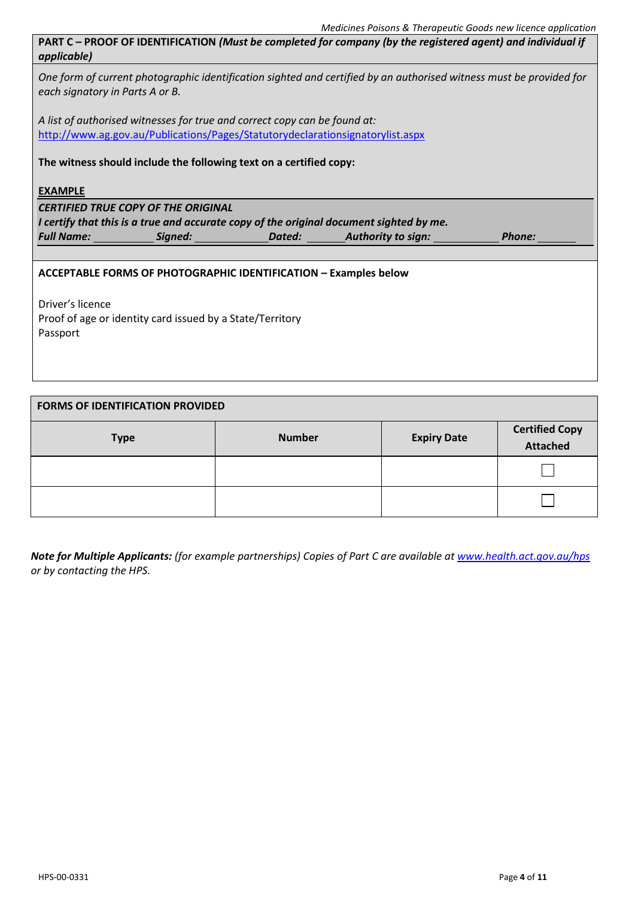## PART C – PROOF OF IDENTIFICATION *(Must be completed for company (by the registered agent) and individual if applicable)*

*One form of current photographic identification sighted and certified by an authorised witness must be provided for each signatory in Parts A or B.*

*A list of authorised witnesses for true and correct copy can be found at:*
http://www.ag.gov.au/Publications/Pages/Statutorydeclarationsignatorylist.aspx

**The witness should include the following text on a certified copy:**

**EXAMPLE**

***CERTIFIED TRUE COPY OF THE ORIGINAL***
***I certify that this is a true and accurate copy of the original document sighted by me.***
***Full Name:*** __________ ***Signed:*** __________ ***Dated:*** ______ ***Authority to sign:*** __________ ***Phone:*** ______

**ACCEPTABLE FORMS OF PHOTOGRAPHIC IDENTIFICATION – Examples below**

Driver's licence
Proof of age or identity card issued by a State/Territory
Passport

**FORMS OF IDENTIFICATION PROVIDED**

| Type | Number | Expiry Date | Certified Copy Attached |
|---|---|---|---|
| | | | ☐ |
| | | | ☐ |

***Note for Multiple Applicants:*** *(for example partnerships) Copies of Part C are available at* *www.health.act.gov.au/hps* *or by contacting the HPS.*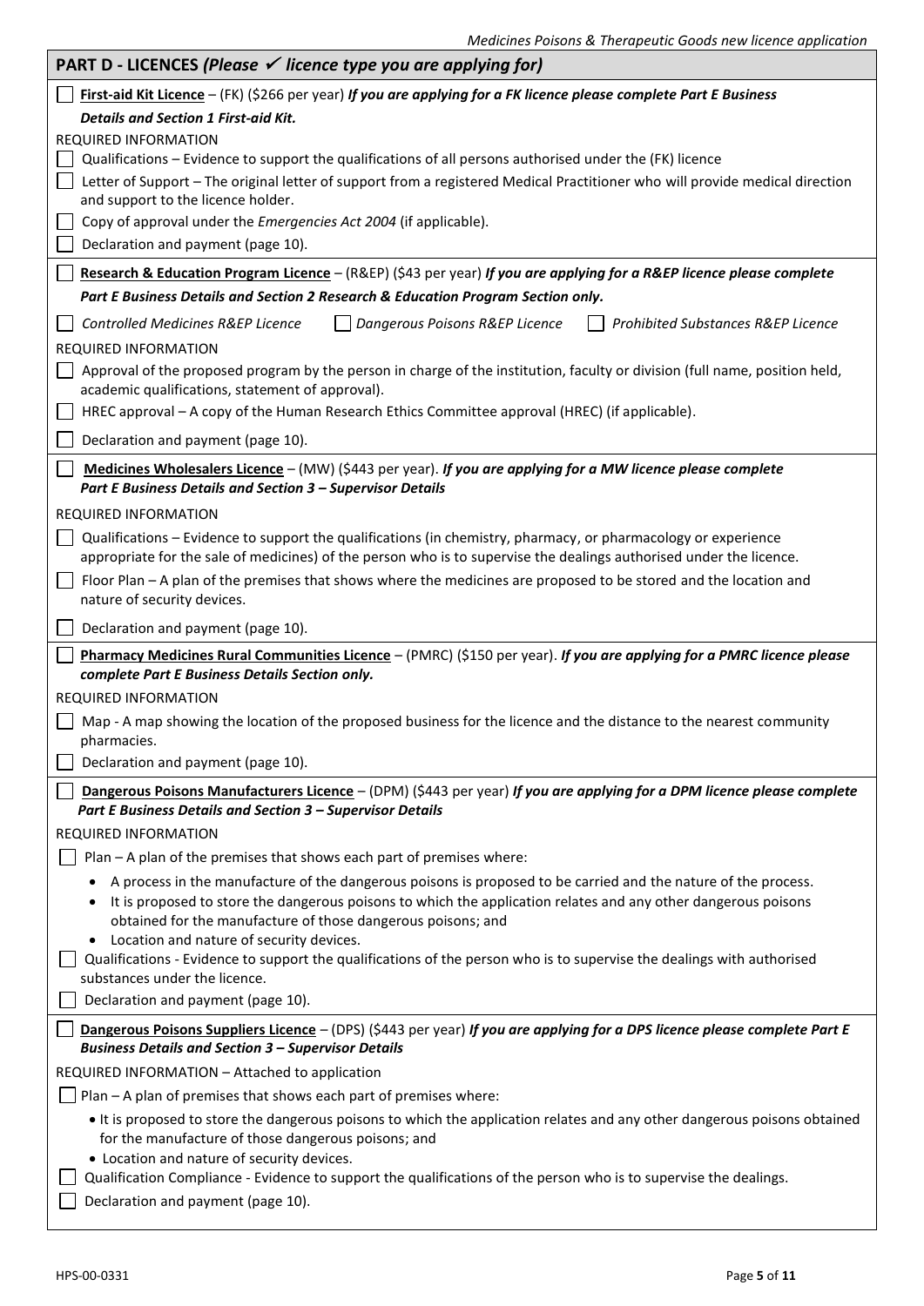## PART D - LICENCES *(Please ✓ licence type you are applying for)*

☐ **First-aid Kit Licence** – (FK) ($266 per year) ***If you are applying for a FK licence please complete Part E Business Details and Section 1 First-aid Kit.***

REQUIRED INFORMATION

☐ Qualifications – Evidence to support the qualifications of all persons authorised under the (FK) licence

☐ Letter of Support – The original letter of support from a registered Medical Practitioner who will provide medical direction and support to the licence holder.

☐ Copy of approval under the *Emergencies Act 2004* (if applicable).

☐ Declaration and payment (page 10).

☐ **Research & Education Program Licence** – (R&EP) ($43 per year) ***If you are applying for a R&EP licence please complete Part E Business Details and Section 2 Research & Education Program Section only.***

☐ *Controlled Medicines R&EP Licence* ☐ *Dangerous Poisons R&EP Licence* ☐ *Prohibited Substances R&EP Licence*

REQUIRED INFORMATION

☐ Approval of the proposed program by the person in charge of the institution, faculty or division (full name, position held, academic qualifications, statement of approval).

☐ HREC approval – A copy of the Human Research Ethics Committee approval (HREC) (if applicable).

☐ Declaration and payment (page 10).

☐ **Medicines Wholesalers Licence** – (MW) ($443 per year). ***If you are applying for a MW licence please complete Part E Business Details and Section 3 – Supervisor Details***

REQUIRED INFORMATION

☐ Qualifications – Evidence to support the qualifications (in chemistry, pharmacy, or pharmacology or experience appropriate for the sale of medicines) of the person who is to supervise the dealings authorised under the licence.

☐ Floor Plan – A plan of the premises that shows where the medicines are proposed to be stored and the location and nature of security devices.

☐ Declaration and payment (page 10).

☐ **Pharmacy Medicines Rural Communities Licence** – (PMRC) ($150 per year). ***If you are applying for a PMRC licence please complete Part E Business Details Section only.***

REQUIRED INFORMATION

☐ Map - A map showing the location of the proposed business for the licence and the distance to the nearest community pharmacies.

☐ Declaration and payment (page 10).

☐ **Dangerous Poisons Manufacturers Licence** – (DPM) ($443 per year) ***If you are applying for a DPM licence please complete Part E Business Details and Section 3 – Supervisor Details***

REQUIRED INFORMATION

☐ Plan – A plan of the premises that shows each part of premises where:

- A process in the manufacture of the dangerous poisons is proposed to be carried and the nature of the process.
- It is proposed to store the dangerous poisons to which the application relates and any other dangerous poisons obtained for the manufacture of those dangerous poisons; and
- Location and nature of security devices.

☐ Qualifications - Evidence to support the qualifications of the person who is to supervise the dealings with authorised substances under the licence.

☐ Declaration and payment (page 10).

☐ **Dangerous Poisons Suppliers Licence** – (DPS) ($443 per year) ***If you are applying for a DPS licence please complete Part E Business Details and Section 3 – Supervisor Details***

REQUIRED INFORMATION – Attached to application

☐ Plan – A plan of premises that shows each part of premises where:

- It is proposed to store the dangerous poisons to which the application relates and any other dangerous poisons obtained for the manufacture of those dangerous poisons; and
- Location and nature of security devices.

☐ Qualification Compliance - Evidence to support the qualifications of the person who is to supervise the dealings.

☐ Declaration and payment (page 10).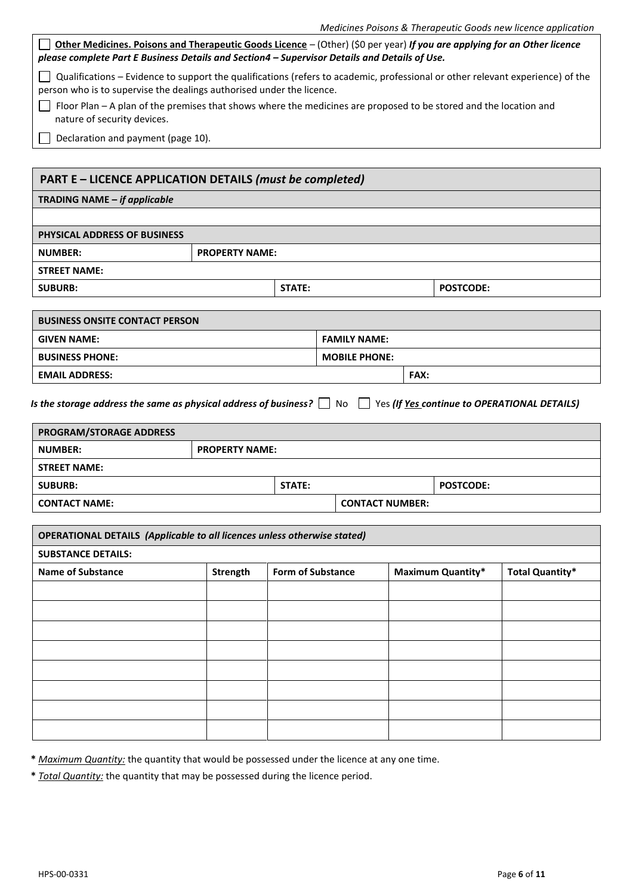☐ **Other Medicines. Poisons and Therapeutic Goods Licence** – (Other) ($0 per year) ***If you are applying for an Other licence please complete Part E Business Details and Section4 – Supervisor Details and Details of Use.***

☐ Qualifications – Evidence to support the qualifications (refers to academic, professional or other relevant experience) of the person who is to supervise the dealings authorised under the licence.

☐ Floor Plan – A plan of the premises that shows where the medicines are proposed to be stored and the location and nature of security devices.

☐ Declaration and payment (page 10).

## PART E – LICENCE APPLICATION DETAILS *(must be completed)*

**TRADING NAME** – *if applicable*

| PHYSICAL ADDRESS OF BUSINESS | | |
|---|---|---|
| **NUMBER:** | **PROPERTY NAME:** | |
| **STREET NAME:** | | |
| **SUBURB:** | **STATE:** | **POSTCODE:** |

| BUSINESS ONSITE CONTACT PERSON | | |
|---|---|---|
| **GIVEN NAME:** | **FAMILY NAME:** | |
| **BUSINESS PHONE:** | **MOBILE PHONE:** | |
| **EMAIL ADDRESS:** | | **FAX:** |

***Is the storage address the same as physical address of business?*** ☐ No ☐ Yes ***(If Yes continue to OPERATIONAL DETAILS)***

| PROGRAM/STORAGE ADDRESS | | |
|---|---|---|
| **NUMBER:** | **PROPERTY NAME:** | |
| **STREET NAME:** | | |
| **SUBURB:** | **STATE:** | **POSTCODE:** |
| **CONTACT NAME:** | **CONTACT NUMBER:** | |

**OPERATIONAL DETAILS** *(Applicable to all licences unless otherwise stated)*

**SUBSTANCE DETAILS:**

| Name of Substance | Strength | Form of Substance | Maximum Quantity* | Total Quantity* |
|---|---|---|---|---|
| | | | | |
| | | | | |
| | | | | |
| | | | | |
| | | | | |
| | | | | |
| | | | | |
| | | | | |

**\*** *Maximum Quantity:* the quantity that would be possessed under the licence at any one time.

**\*** *Total Quantity:* the quantity that may be possessed during the licence period.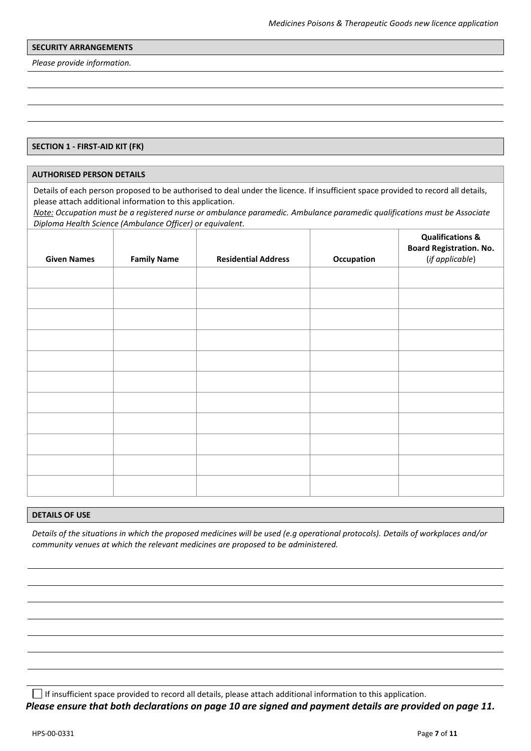## SECURITY ARRANGEMENTS

*Please provide information.*

## SECTION 1 - FIRST-AID KIT (FK)

### AUTHORISED PERSON DETAILS

Details of each person proposed to be authorised to deal under the licence. If insufficient space provided to record all details, please attach additional information to this application.

*Note: Occupation must be a registered nurse or ambulance paramedic. Ambulance paramedic qualifications must be Associate Diploma Health Science (Ambulance Officer) or equivalent.*

| Given Names | Family Name | Residential Address | Occupation | Qualifications & Board Registration. No. (*if applicable*) |
|---|---|---|---|---|
| | | | | |
| | | | | |
| | | | | |
| | | | | |
| | | | | |
| | | | | |
| | | | | |
| | | | | |
| | | | | |
| | | | | |
| | | | | |

### DETAILS OF USE

*Details of the situations in which the proposed medicines will be used (e.g operational protocols). Details of workplaces and/or community venues at which the relevant medicines are proposed to be administered.*

☐ If insufficient space provided to record all details, please attach additional information to this application.

***Please ensure that both declarations on page 10 are signed and payment details are provided on page 11.***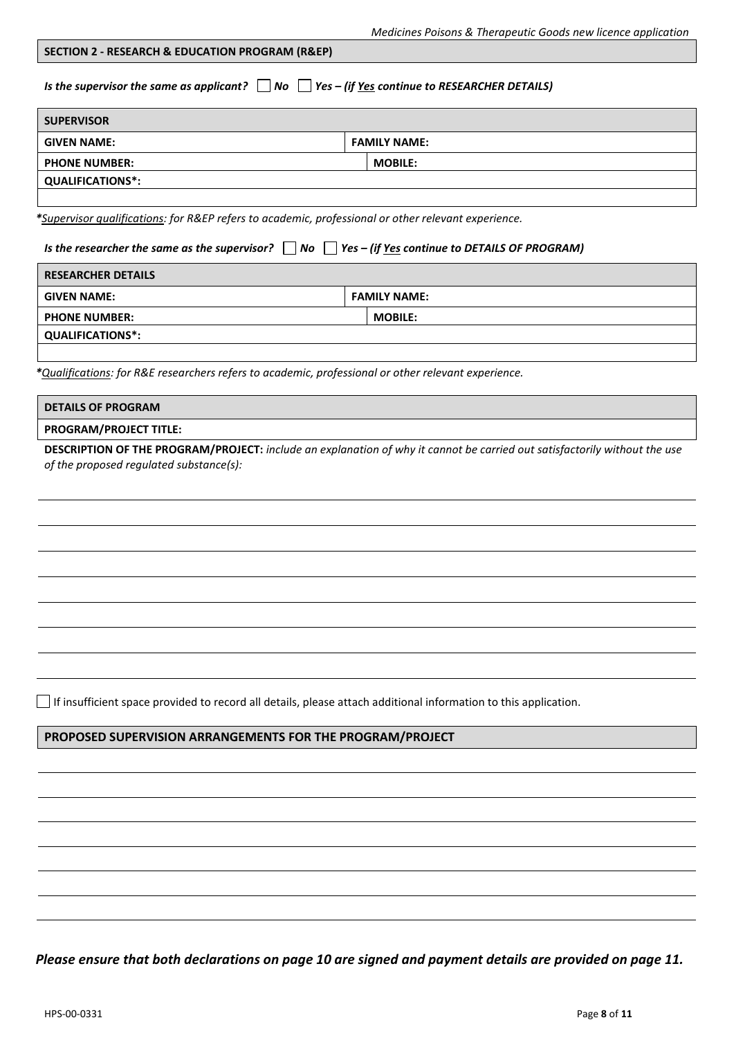## SECTION 2 - RESEARCH & EDUCATION PROGRAM (R&EP)

*Is the supervisor the same as applicant?* ☐ *No* ☐ *Yes – (if Yes continue to RESEARCHER DETAILS)*

| SUPERVISOR | |
|---|---|
| **GIVEN NAME:** | **FAMILY NAME:** |
| **PHONE NUMBER:** | **MOBILE:** |
| **QUALIFICATIONS*:** | |
| | |

*\*Supervisor qualifications: for R&EP refers to academic, professional or other relevant experience.*

*Is the researcher the same as the supervisor?* ☐ *No* ☐ *Yes – (if Yes continue to DETAILS OF PROGRAM)*

| RESEARCHER DETAILS | |
|---|---|
| **GIVEN NAME:** | **FAMILY NAME:** |
| **PHONE NUMBER:** | **MOBILE:** |
| **QUALIFICATIONS*:** | |
| | |

*\*Qualifications: for R&E researchers refers to academic, professional or other relevant experience.*

| DETAILS OF PROGRAM |
|---|
| **PROGRAM/PROJECT TITLE:** |

**DESCRIPTION OF THE PROGRAM/PROJECT:** *include an explanation of why it cannot be carried out satisfactorily without the use of the proposed regulated substance(s):*

☐ If insufficient space provided to record all details, please attach additional information to this application.

## PROPOSED SUPERVISION ARRANGEMENTS FOR THE PROGRAM/PROJECT

***Please ensure that both declarations on page 10 are signed and payment details are provided on page 11.***

HPS-00-0331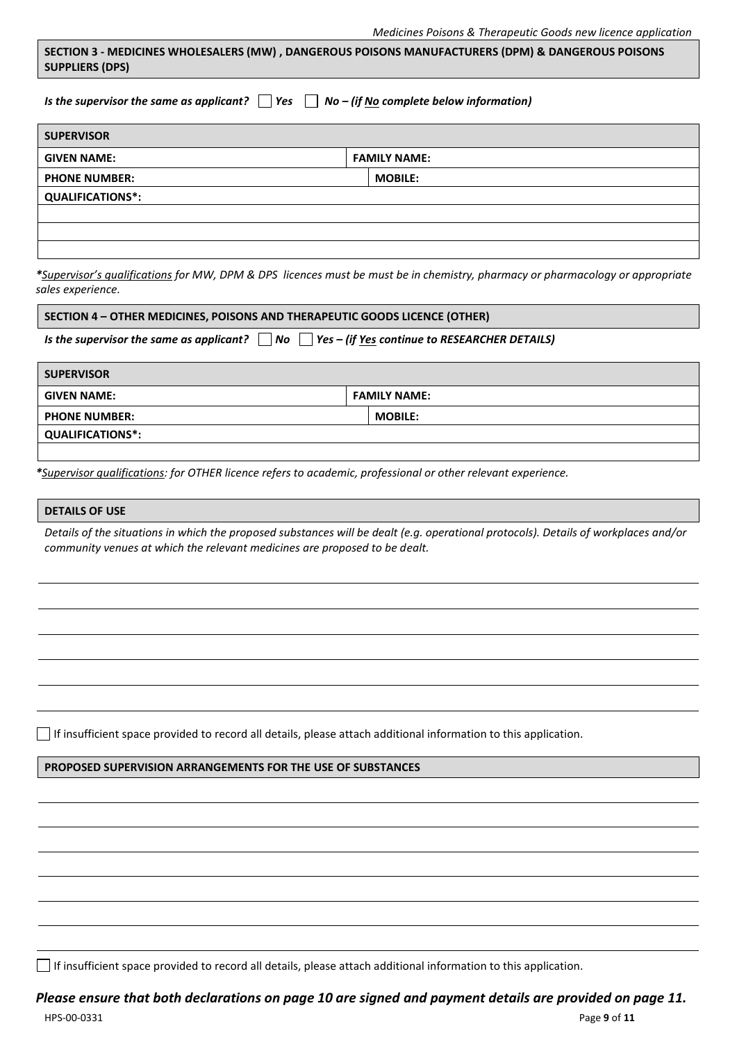## SECTION 3 - MEDICINES WHOLESALERS (MW) , DANGEROUS POISONS MANUFACTURERS (DPM) & DANGEROUS POISONS SUPPLIERS (DPS)

***Is the supervisor the same as applicant?*** ☐ ***Yes*** ☐ ***No – (if No complete below information)***

| SUPERVISOR | |
|---|---|
| **GIVEN NAME:** | **FAMILY NAME:** |
| **PHONE NUMBER:** | **MOBILE:** |
| **QUALIFICATIONS*:** | |
| | |
| | |
| | |

*\*Supervisor's qualifications for MW, DPM & DPS licences must be must be in chemistry, pharmacy or pharmacology or appropriate sales experience.*

## SECTION 4 – OTHER MEDICINES, POISONS AND THERAPEUTIC GOODS LICENCE (OTHER)

***Is the supervisor the same as applicant?*** ☐ ***No*** ☐ ***Yes – (if Yes continue to RESEARCHER DETAILS)***

| SUPERVISOR | |
|---|---|
| **GIVEN NAME:** | **FAMILY NAME:** |
| **PHONE NUMBER:** | **MOBILE:** |
| **QUALIFICATIONS*:** | |
| | |

*\*Supervisor qualifications: for OTHER licence refers to academic, professional or other relevant experience.*

### DETAILS OF USE

*Details of the situations in which the proposed substances will be dealt (e.g. operational protocols). Details of workplaces and/or community venues at which the relevant medicines are proposed to be dealt.*

☐ If insufficient space provided to record all details, please attach additional information to this application.

### PROPOSED SUPERVISION ARRANGEMENTS FOR THE USE OF SUBSTANCES

☐ If insufficient space provided to record all details, please attach additional information to this application.

***Please ensure that both declarations on page 10 are signed and payment details are provided on page 11.***

HPS-00-0331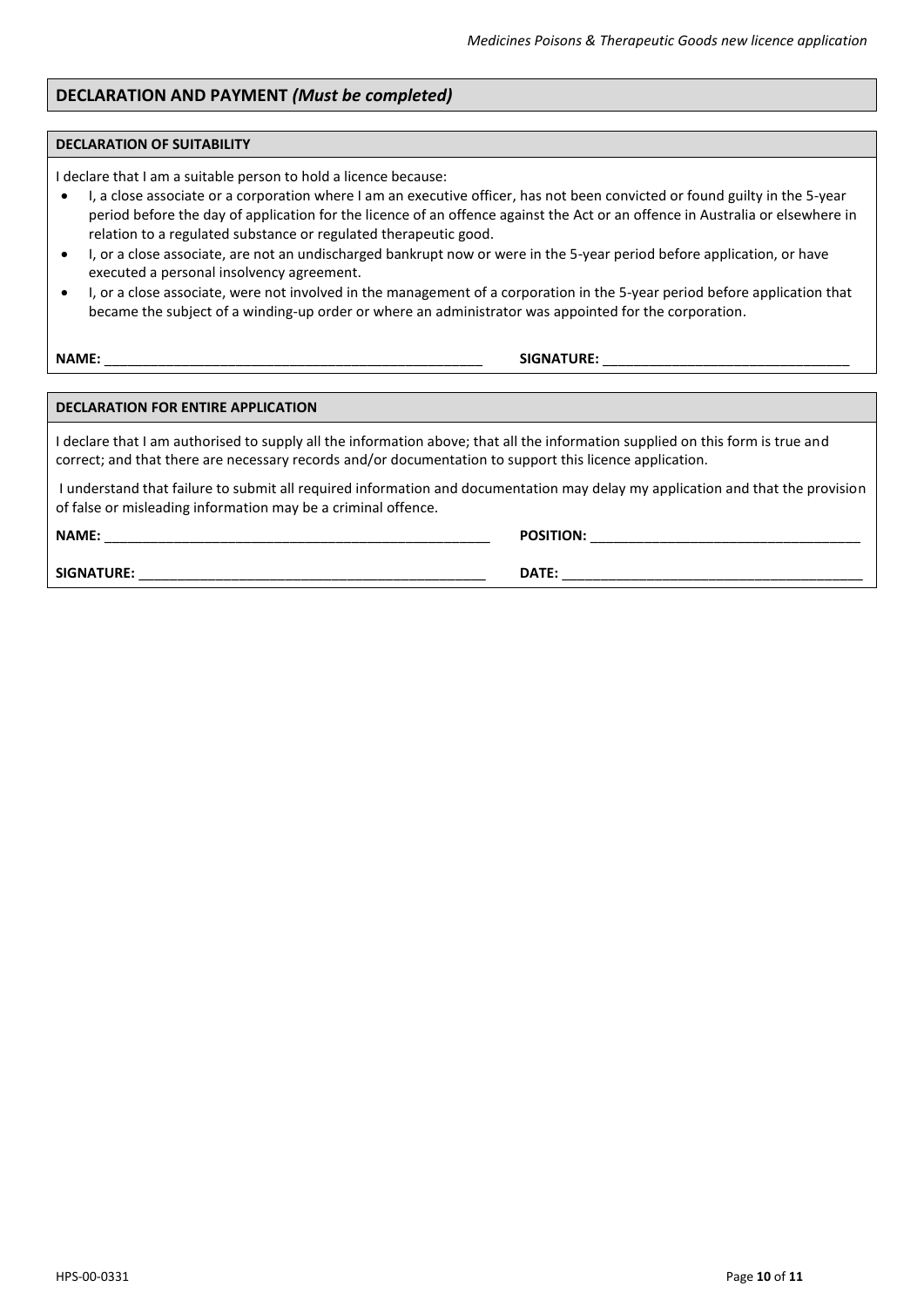## DECLARATION AND PAYMENT *(Must be completed)*

### DECLARATION OF SUITABILITY

I declare that I am a suitable person to hold a licence because:

- I, a close associate or a corporation where I am an executive officer, has not been convicted or found guilty in the 5-year period before the day of application for the licence of an offence against the Act or an offence in Australia or elsewhere in relation to a regulated substance or regulated therapeutic good.
- I, or a close associate, are not an undischarged bankrupt now or were in the 5-year period before application, or have executed a personal insolvency agreement.
- I, or a close associate, were not involved in the management of a corporation in the 5-year period before application that became the subject of a winding-up order or where an administrator was appointed for the corporation.

**NAME:** ______________________________ **SIGNATURE:** ______________________________

### DECLARATION FOR ENTIRE APPLICATION

I declare that I am authorised to supply all the information above; that all the information supplied on this form is true and correct; and that there are necessary records and/or documentation to support this licence application.

I understand that failure to submit all required information and documentation may delay my application and that the provision of false or misleading information may be a criminal offence.

**NAME:** ______________________________ **POSITION:** ______________________________

**SIGNATURE:** ______________________________ **DATE:** ______________________________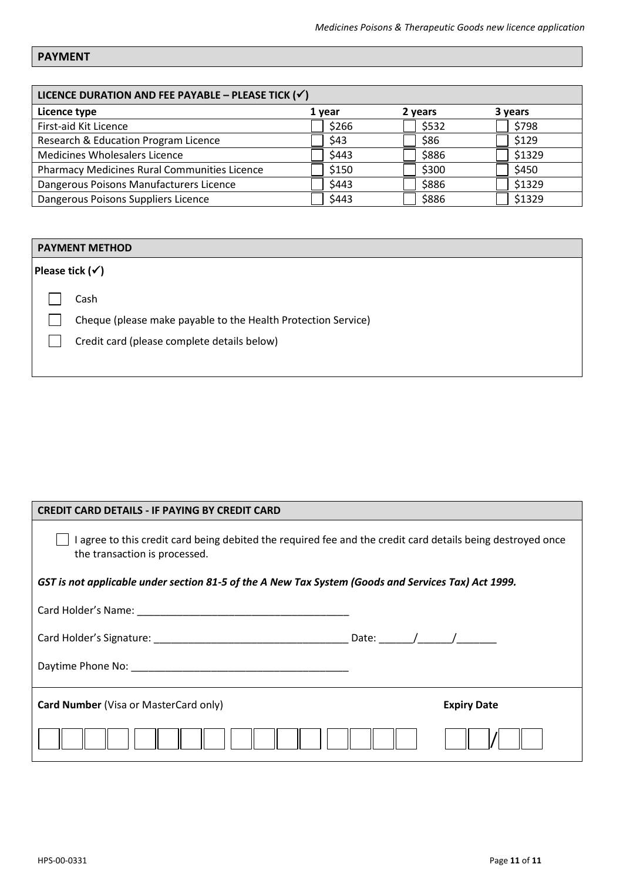## PAYMENT

| LICENCE DURATION AND FEE PAYABLE – PLEASE TICK (✓) | | | |
|---|---|---|---|
| **Licence type** | **1 year** | **2 years** | **3 years** |
| First-aid Kit Licence | ☐ $266 | ☐ $532 | ☐ $798 |
| Research & Education Program Licence | ☐ $43 | ☐ $86 | ☐ $129 |
| Medicines Wholesalers Licence | ☐ $443 | ☐ $886 | ☐ $1329 |
| Pharmacy Medicines Rural Communities Licence | ☐ $150 | ☐ $300 | ☐ $450 |
| Dangerous Poisons Manufacturers Licence | ☐ $443 | ☐ $886 | ☐ $1329 |
| Dangerous Poisons Suppliers Licence | ☐ $443 | ☐ $886 | ☐ $1329 |

### PAYMENT METHOD

**Please tick (✓)**

☐ Cash

☐ Cheque (please make payable to the Health Protection Service)

☐ Credit card (please complete details below)

### CREDIT CARD DETAILS - IF PAYING BY CREDIT CARD

☐ I agree to this credit card being debited the required fee and the credit card details being destroyed once the transaction is processed.

***GST is not applicable under section 81-5 of the A New Tax System (Goods and Services Tax) Act 1999.***

Card Holder's Name: ____________________________________

Card Holder's Signature: ________________________________ Date: ______/______/_______

Daytime Phone No: ______________________________________

**Card Number** (Visa or MasterCard only) | **Expiry Date**

☐☐☐☐ ☐☐☐☐ ☐☐☐☐ ☐☐☐☐ | ☐☐/☐☐